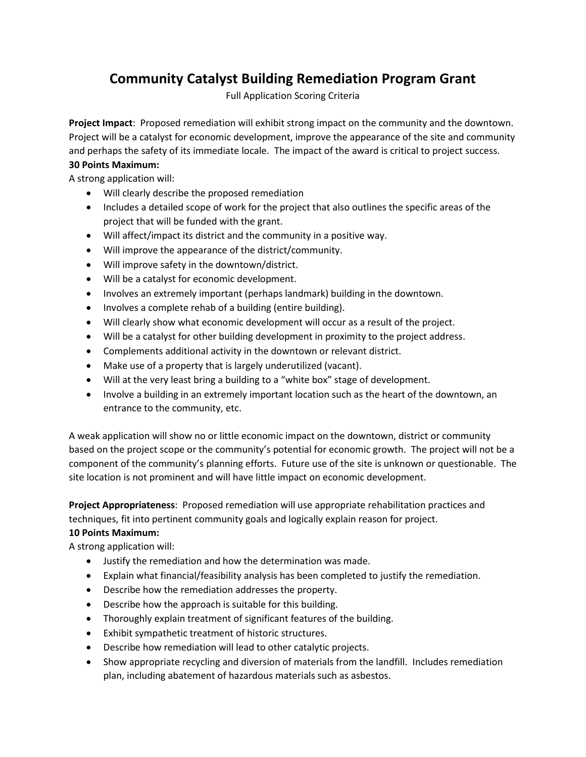# Community Catalyst Building Remediation Program Grant

Full Application Scoring Criteria

**Project Impact**: Proposed remediation will exhibit strong impact on the community and the downtown. Project will be a catalyst for economic development, improve the appearance of the site and community and perhaps the safety of its immediate locale. The impact of the award is critical to project success.

**30 Points Maximum:**

A strong application will:

- Will clearly describe the proposed remediation
- Includes a detailed scope of work for the project that also outlines the specific areas of the project that will be funded with the grant.
- Will affect/impact its district and the community in a positive way.
- Will improve the appearance of the district/community.
- Will improve safety in the downtown/district.
- Will be a catalyst for economic development.
- Involves an extremely important (perhaps landmark) building in the downtown.
- Involves a complete rehab of a building (entire building).
- Will clearly show what economic development will occur as a result of the project.
- Will be a catalyst for other building development in proximity to the project address.
- Complements additional activity in the downtown or relevant district.
- Make use of a property that is largely underutilized (vacant).
- Will at the very least bring a building to a "white box" stage of development.
- Involve a building in an extremely important location such as the heart of the downtown, an entrance to the community, etc.

A weak application will show no or little economic impact on the downtown, district or community based on the project scope or the community's potential for economic growth. The project will not be a component of the community's planning efforts. Future use of the site is unknown or questionable. The site location is not prominent and will have little impact on economic development.

**Project Appropriateness**: Proposed remediation will use appropriate rehabilitation practices and techniques, fit into pertinent community goals and logically explain reason for project.

**10 Points Maximum:**

A strong application will:

- Justify the remediation and how the determination was made.
- Explain what financial/feasibility analysis has been completed to justify the remediation.
- Describe how the remediation addresses the property.
- Describe how the approach is suitable for this building.
- Thoroughly explain treatment of significant features of the building.
- Exhibit sympathetic treatment of historic structures.
- Describe how remediation will lead to other catalytic projects.
- Show appropriate recycling and diversion of materials from the landfill. Includes remediation plan, including abatement of hazardous materials such as asbestos.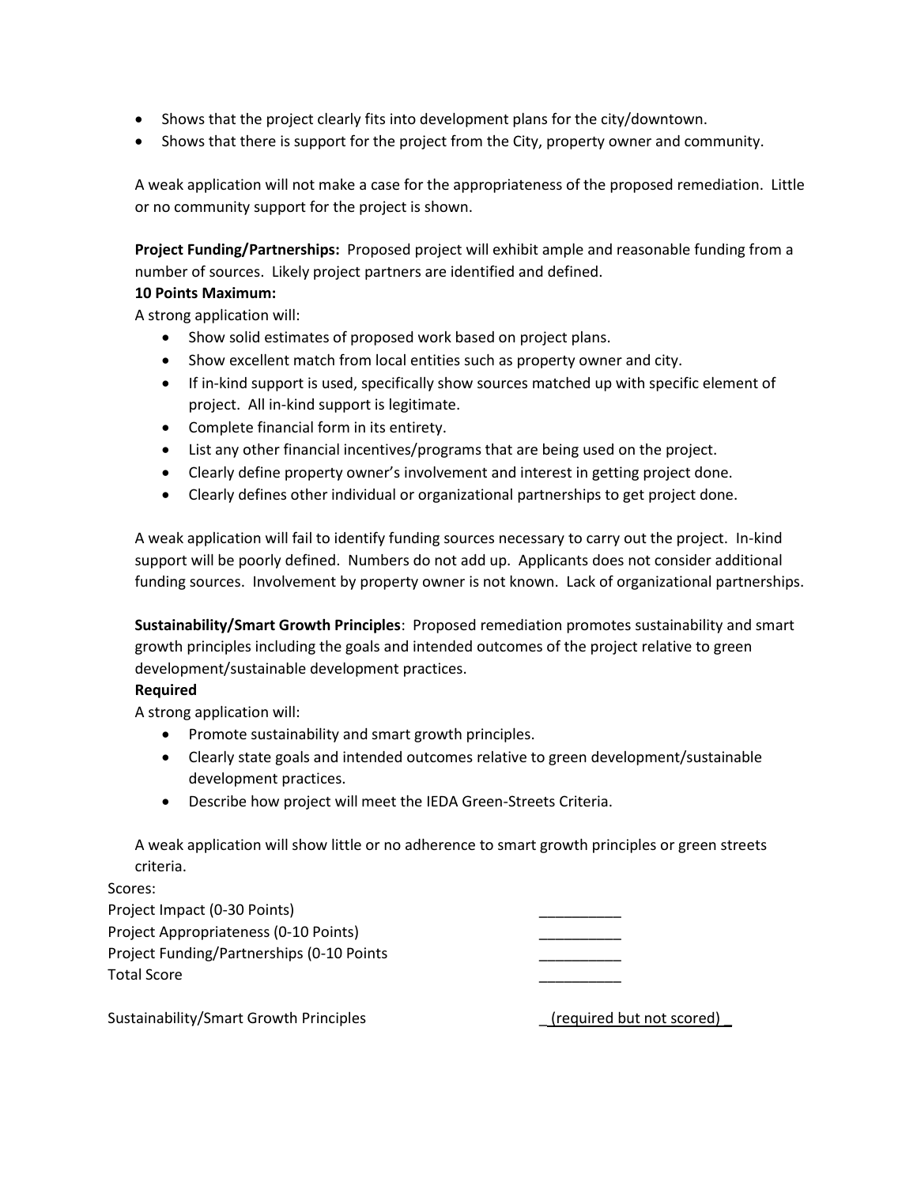- Shows that the project clearly fits into development plans for the city/downtown.
- Shows that there is support for the project from the City, property owner and community.

A weak application will not make a case for the appropriateness of the proposed remediation. Little or no community support for the project is shown.

**Project Funding/Partnerships:** Proposed project will exhibit ample and reasonable funding from a number of sources. Likely project partners are identified and defined.

**10 Points Maximum:**

A strong application will:

- Show solid estimates of proposed work based on project plans.
- Show excellent match from local entities such as property owner and city.
- If in-kind support is used, specifically show sources matched up with specific element of project. All in-kind support is legitimate.
- Complete financial form in its entirety.
- List any other financial incentives/programs that are being used on the project.
- Clearly define property owner's involvement and interest in getting project done.
- Clearly defines other individual or organizational partnerships to get project done.

A weak application will fail to identify funding sources necessary to carry out the project. In-kind support will be poorly defined. Numbers do not add up. Applicants does not consider additional funding sources. Involvement by property owner is not known. Lack of organizational partnerships.

**Sustainability/Smart Growth Principles**: Proposed remediation promotes sustainability and smart growth principles including the goals and intended outcomes of the project relative to green development/sustainable development practices.

**Required**

A strong application will:

- Promote sustainability and smart growth principles.
- Clearly state goals and intended outcomes relative to green development/sustainable development practices.
- Describe how project will meet the IEDA Green-Streets Criteria.

A weak application will show little or no adherence to smart growth principles or green streets criteria.

Scores:

| | |
|---|---|
| Project Impact (0-30 Points) | __________ |
| Project Appropriateness (0-10 Points) | __________ |
| Project Funding/Partnerships (0-10 Points | __________ |
| Total Score | __________ |
| | |
| Sustainability/Smart Growth Principles | _(required but not scored)_ |